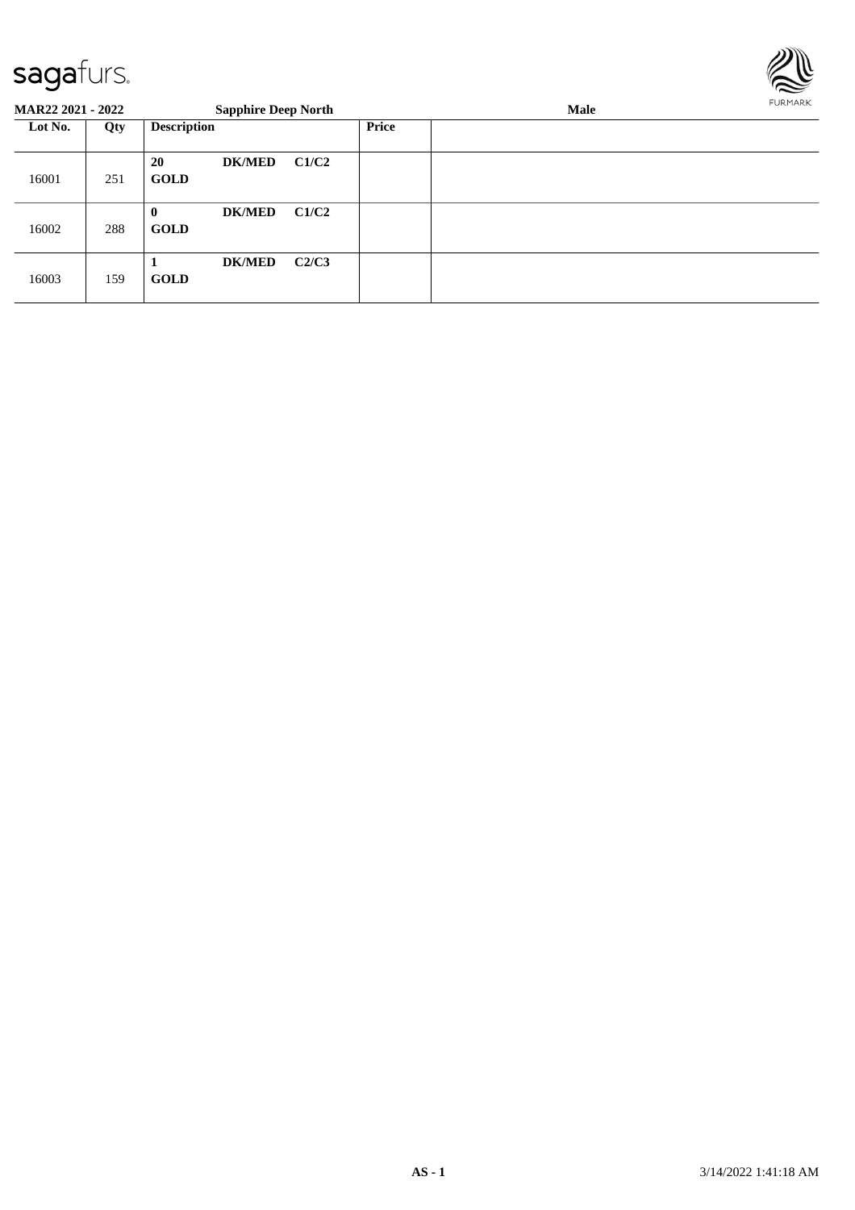**MAR22 2021 - 2022** **Sapphire Deep North** **Male**

| Lot No. | Qty | Description | Price | |
|---|---|---|---|---|
| 16001 | 251 | **20 DK/MED C1/C2 GOLD** | | |
| 16002 | 288 | **0 DK/MED C1/C2 GOLD** | | |
| 16003 | 159 | **1 DK/MED C2/C3 GOLD** | | |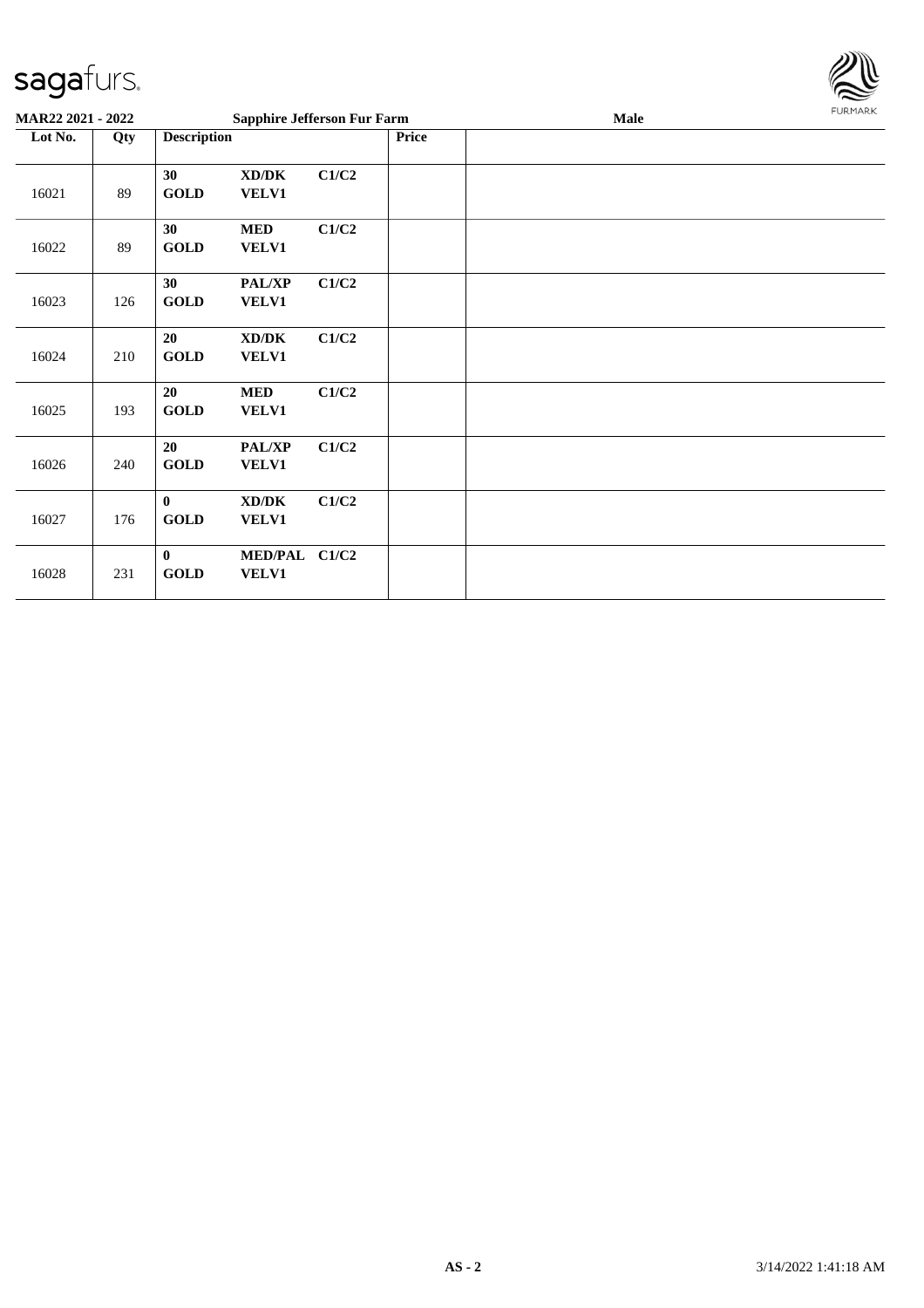**MAR22 2021 - 2022** **Sapphire Jefferson Fur Farm** **Male**

| Lot No. | Qty | Description | | | Price | |
|---|---|---|---|---|---|---|
| 16021 | 89 | **30 GOLD** | **XD/DK VELV1** | **C1/C2** | | |
| 16022 | 89 | **30 GOLD** | **MED VELV1** | **C1/C2** | | |
| 16023 | 126 | **30 GOLD** | **PAL/XP VELV1** | **C1/C2** | | |
| 16024 | 210 | **20 GOLD** | **XD/DK VELV1** | **C1/C2** | | |
| 16025 | 193 | **20 GOLD** | **MED VELV1** | **C1/C2** | | |
| 16026 | 240 | **20 GOLD** | **PAL/XP VELV1** | **C1/C2** | | |
| 16027 | 176 | **0 GOLD** | **XD/DK VELV1** | **C1/C2** | | |
| 16028 | 231 | **0 GOLD** | **MED/PAL VELV1** | **C1/C2** | | |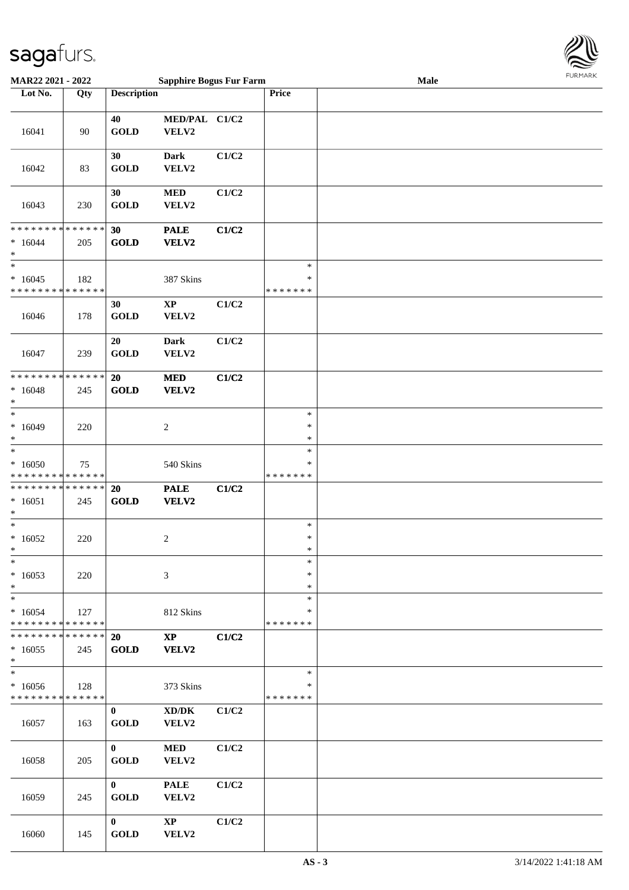MAR22 2021 - 2022 Sapphire Bogus Fur Farm Male

| Lot No. | Qty | Description | | | Price | |
|---|---|---|---|---|---|---|
| 16041 | 90 | 40 GOLD | MED/PAL VELV2 | C1/C2 | | |
| 16042 | 83 | 30 GOLD | Dark VELV2 | C1/C2 | | |
| 16043 | 230 | 30 GOLD | MED VELV2 | C1/C2 | | |
| * * * * * * * * * * * * * * * 16044 * | 205 | 30 GOLD | PALE VELV2 | C1/C2 | | |
| * * 16045 * * * * * * * * * * * * * * | 182 | | 387 Skins | | * * * * * * * * * | |
| 16046 | 178 | 30 GOLD | XP VELV2 | C1/C2 | | |
| 16047 | 239 | 20 GOLD | Dark VELV2 | C1/C2 | | |
| * * * * * * * * * * * * * * * 16048 * | 245 | 20 GOLD | MED VELV2 | C1/C2 | | |
| * * 16049 * | 220 | | 2 | | * * * | |
| * * 16050 * * * * * * * * * * * * * * | 75 | | 540 Skins | | * * * * * * * * * | |
| * * * * * * * * * * * * * * * 16051 * | 245 | 20 GOLD | PALE VELV2 | C1/C2 | | |
| * * 16052 * | 220 | | 2 | | * * * | |
| * * 16053 * | 220 | | 3 | | * * * | |
| * * 16054 * * * * * * * * * * * * * * | 127 | | 812 Skins | | * * * * * * * * * | |
| * * * * * * * * * * * * * * * 16055 * | 245 | 20 GOLD | XP VELV2 | C1/C2 | | |
| * * 16056 * * * * * * * * * * * * * * | 128 | | 373 Skins | | * * * * * * * * * | |
| 16057 | 163 | 0 GOLD | XD/DK VELV2 | C1/C2 | | |
| 16058 | 205 | 0 GOLD | MED VELV2 | C1/C2 | | |
| 16059 | 245 | 0 GOLD | PALE VELV2 | C1/C2 | | |
| 16060 | 145 | 0 GOLD | XP VELV2 | C1/C2 | | |

AS - 3 3/14/2022 1:41:18 AM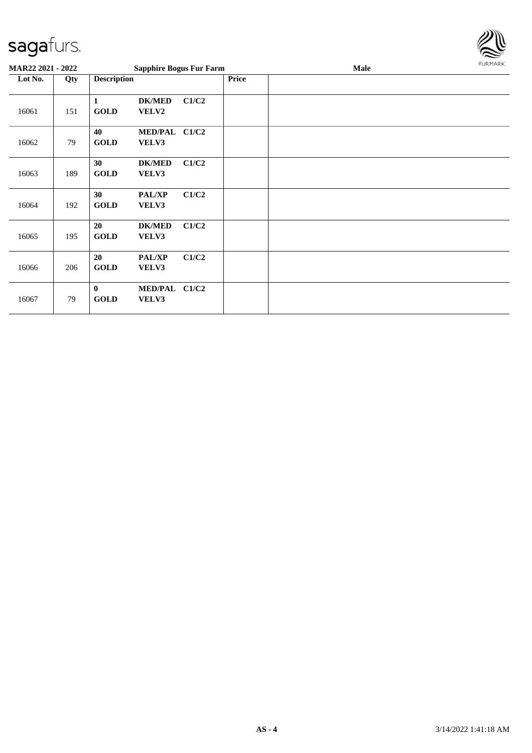**MAR22 2021 - 2022** | **Sapphire Bogus Fur Farm** | **Male**

| Lot No. | Qty | Description | | | Price | |
|---|---|---|---|---|---|---|
| 16061 | 151 | **1 GOLD** | **DK/MED VELV2** | **C1/C2** | | |
| 16062 | 79 | **40 GOLD** | **MED/PAL VELV3** | **C1/C2** | | |
| 16063 | 189 | **30 GOLD** | **DK/MED VELV3** | **C1/C2** | | |
| 16064 | 192 | **30 GOLD** | **PAL/XP VELV3** | **C1/C2** | | |
| 16065 | 195 | **20 GOLD** | **DK/MED VELV3** | **C1/C2** | | |
| 16066 | 206 | **20 GOLD** | **PAL/XP VELV3** | **C1/C2** | | |
| 16067 | 79 | **0 GOLD** | **MED/PAL VELV3** | **C1/C2** | | |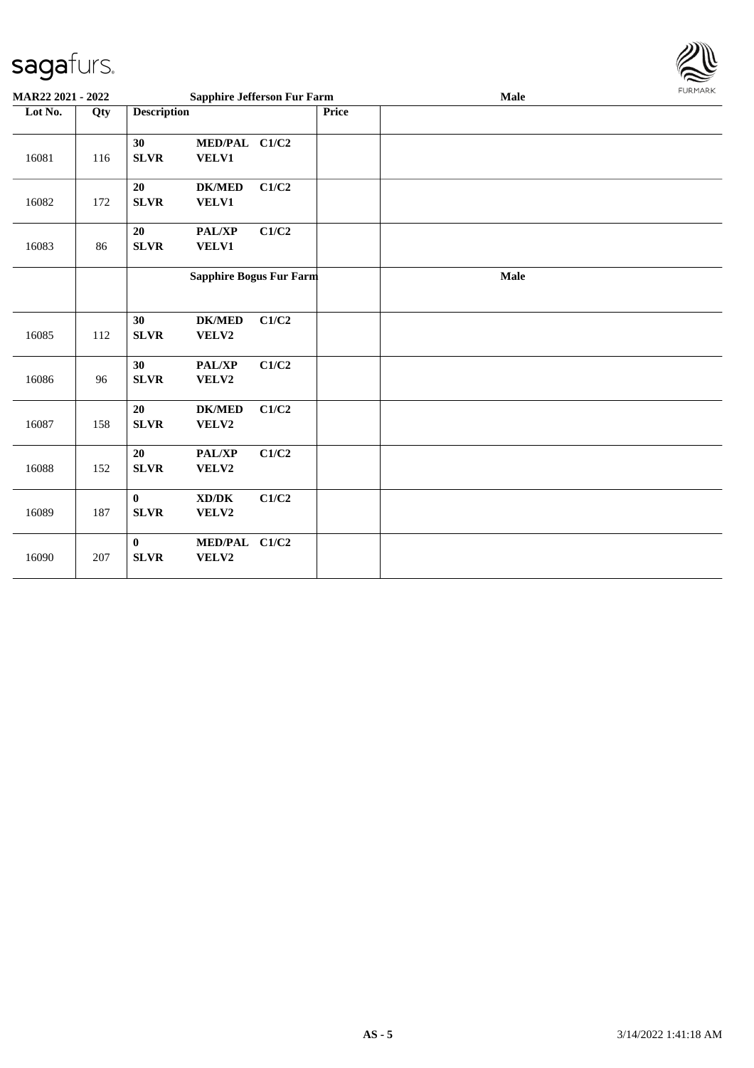| Lot No. | Qty | Description | | | Price | |
|---|---|---|---|---|---|---|
| | | | **Sapphire Jefferson Fur Farm** | | | **Male** |
| 16081 | 116 | **30 SLVR** | **MED/PAL VELV1** | **C1/C2** | | |
| 16082 | 172 | **20 SLVR** | **DK/MED VELV1** | **C1/C2** | | |
| 16083 | 86 | **20 SLVR** | **PAL/XP VELV1** | **C1/C2** | | |
| | | | **Sapphire Bogus Fur Farm** | | | **Male** |
| 16085 | 112 | **30 SLVR** | **DK/MED VELV2** | **C1/C2** | | |
| 16086 | 96 | **30 SLVR** | **PAL/XP VELV2** | **C1/C2** | | |
| 16087 | 158 | **20 SLVR** | **DK/MED VELV2** | **C1/C2** | | |
| 16088 | 152 | **20 SLVR** | **PAL/XP VELV2** | **C1/C2** | | |
| 16089 | 187 | **0 SLVR** | **XD/DK VELV2** | **C1/C2** | | |
| 16090 | 207 | **0 SLVR** | **MED/PAL VELV2** | **C1/C2** | | |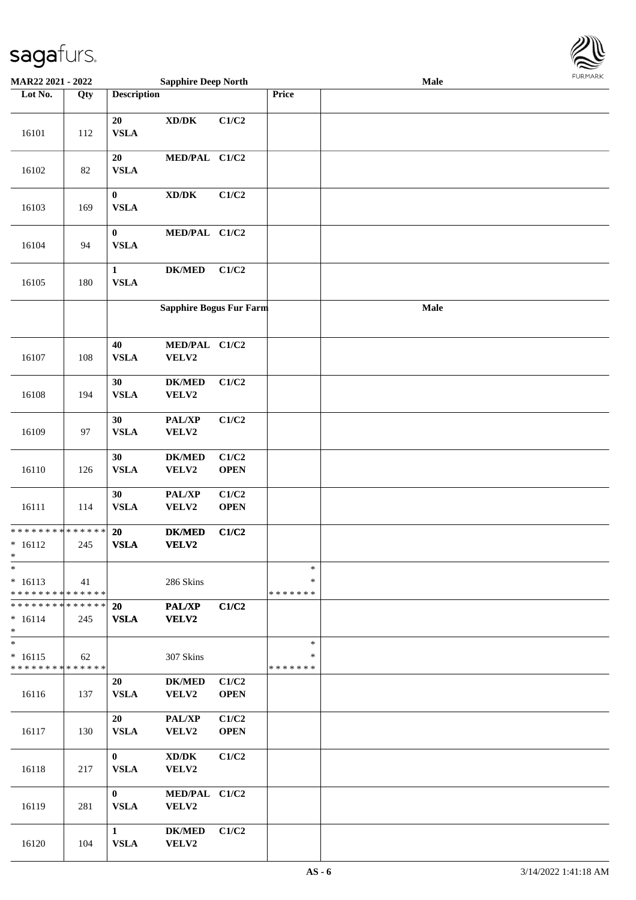| Lot No. | Qty | Description | | | Price | Male |
|---|---|---|---|---|---|---|
| | | **Sapphire Deep North** | | | | |
| 16101 | 112 | 20 VSLA | XD/DK | C1/C2 | | |
| 16102 | 82 | 20 VSLA | MED/PAL | C1/C2 | | |
| 16103 | 169 | 0 VSLA | XD/DK | C1/C2 | | |
| 16104 | 94 | 0 VSLA | MED/PAL | C1/C2 | | |
| 16105 | 180 | 1 VSLA | DK/MED | C1/C2 | | |
| | | **Sapphire Bogus Fur Farm** | | | | **Male** |
| 16107 | 108 | 40 VSLA | MED/PAL VELV2 | C1/C2 | | |
| 16108 | 194 | 30 VSLA | DK/MED VELV2 | C1/C2 | | |
| 16109 | 97 | 30 VSLA | PAL/XP VELV2 | C1/C2 | | |
| 16110 | 126 | 30 VSLA | DK/MED VELV2 | C1/C2 OPEN | | |
| 16111 | 114 | 30 VSLA | PAL/XP VELV2 | C1/C2 OPEN | | |
| * 16112 | 245 | 20 VSLA | DK/MED VELV2 | C1/C2 | | |
| * 16113 | 41 | | 286 Skins | | * | |
| * 16114 | 245 | 20 VSLA | PAL/XP VELV2 | C1/C2 | | |
| * 16115 | 62 | | 307 Skins | | * | |
| 16116 | 137 | 20 VSLA | DK/MED VELV2 | C1/C2 OPEN | | |
| 16117 | 130 | 20 VSLA | PAL/XP VELV2 | C1/C2 OPEN | | |
| 16118 | 217 | 0 VSLA | XD/DK VELV2 | C1/C2 | | |
| 16119 | 281 | 0 VSLA | MED/PAL VELV2 | C1/C2 | | |
| 16120 | 104 | 1 VSLA | DK/MED VELV2 | C1/C2 | | |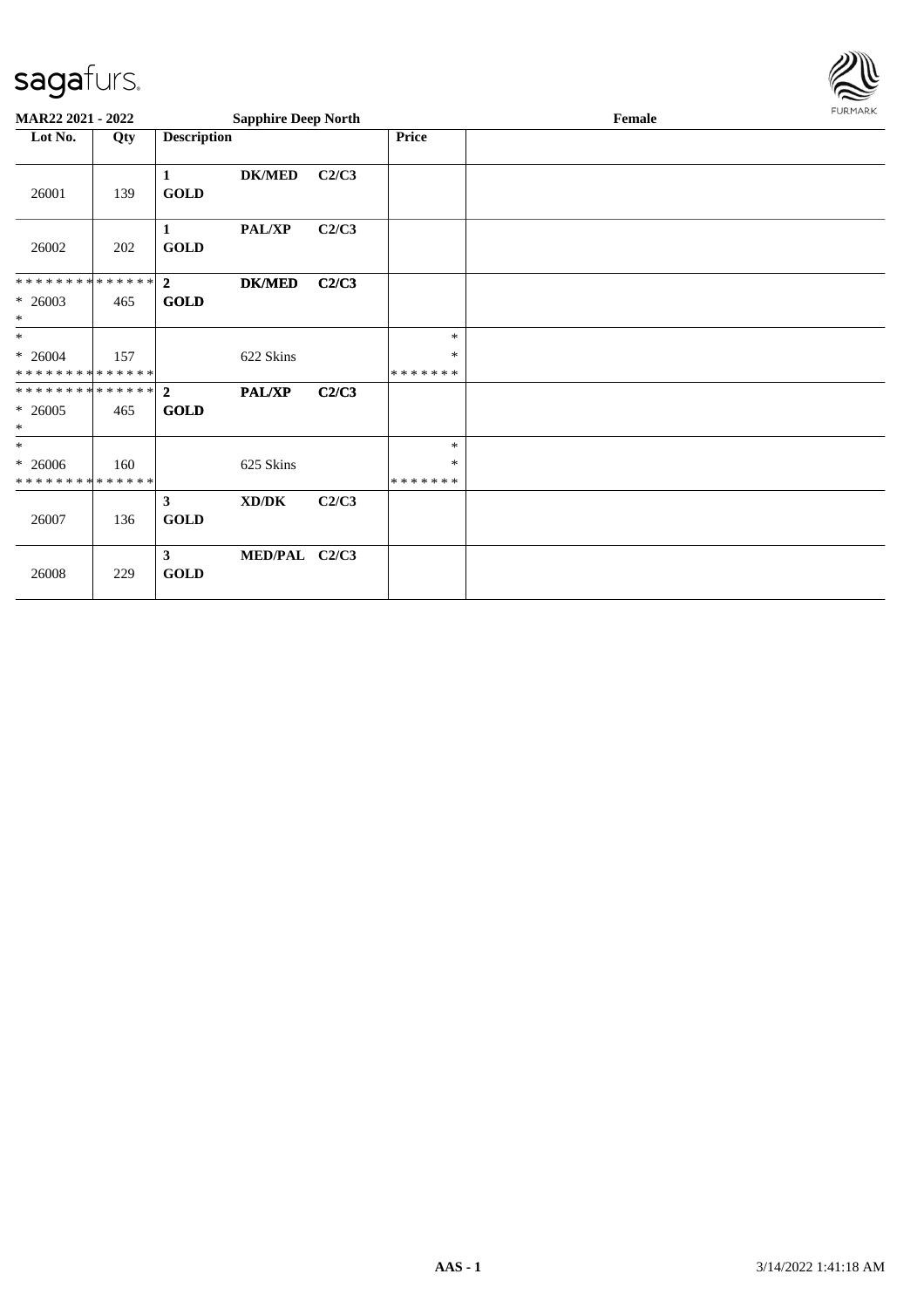**MAR22 2021 - 2022** **Sapphire Deep North** **Female**

| Lot No. | Qty | Description | | | Price | |
|---|---|---|---|---|---|---|
| 26001 | 139 | 1 **GOLD** | **DK/MED** | **C2/C3** | | |
| 26002 | 202 | 1 **GOLD** | **PAL/XP** | **C2/C3** | | |
| ************** * 26003 * | 465 | 2 **GOLD** | **DK/MED** | **C2/C3** | | |
| * * 26004 ************** | 157 | | 622 Skins | | * * ******* | |
| ************** * 26005 * | 465 | 2 **GOLD** | **PAL/XP** | **C2/C3** | | |
| * * 26006 ************** | 160 | | 625 Skins | | * * ******* | |
| 26007 | 136 | 3 **GOLD** | **XD/DK** | **C2/C3** | | |
| 26008 | 229 | 3 **GOLD** | **MED/PAL** | **C2/C3** | | |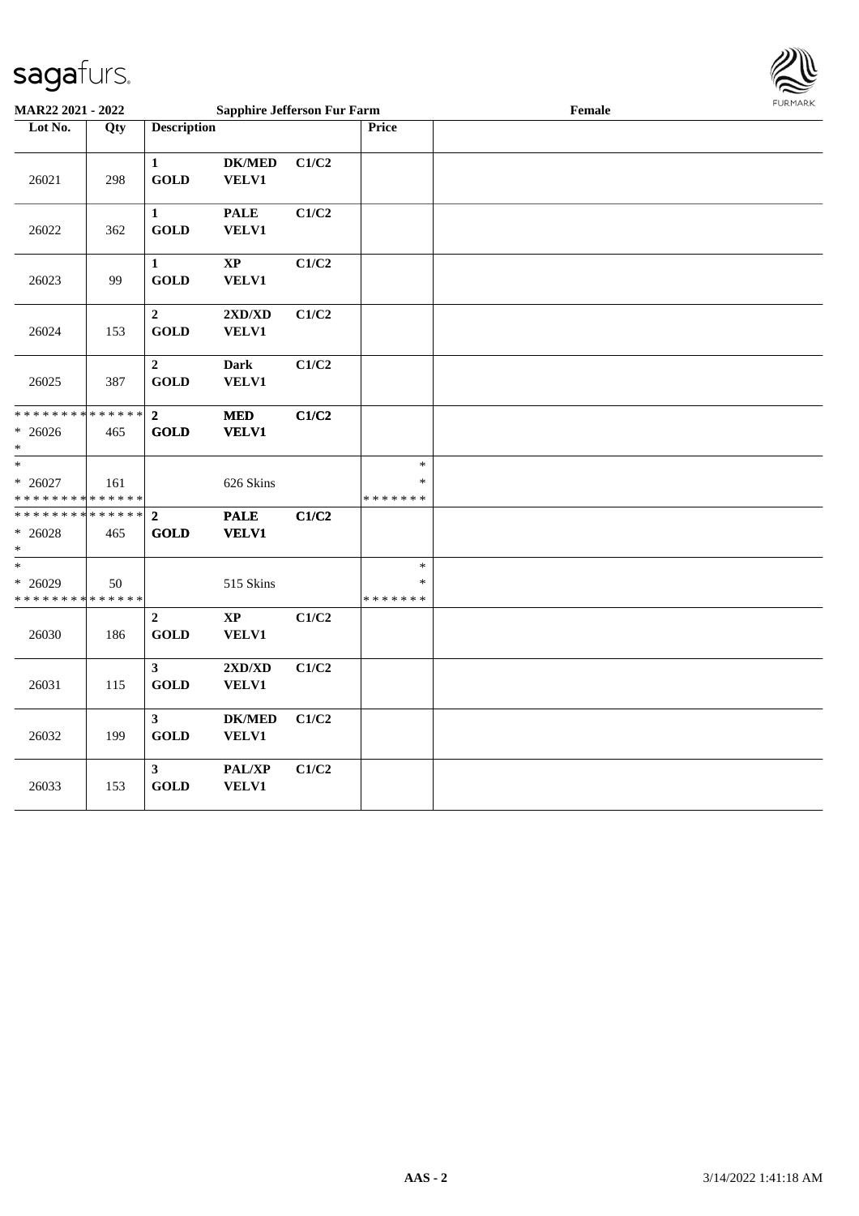MAR22 2021 - 2022 Sapphire Jefferson Fur Farm Female

| Lot No. | Qty | Description | | | Price | |
|---|---|---|---|---|---|---|
| 26021 | 298 | 1 GOLD | DK/MED VELV1 | C1/C2 | | |
| 26022 | 362 | 1 GOLD | PALE VELV1 | C1/C2 | | |
| 26023 | 99 | 1 GOLD | XP VELV1 | C1/C2 | | |
| 26024 | 153 | 2 GOLD | 2XD/XD VELV1 | C1/C2 | | |
| 26025 | 387 | 2 GOLD | Dark VELV1 | C1/C2 | | |
| * * * * * * * * * * * * * * * 26026 * | 465 | 2 GOLD | MED VELV1 | C1/C2 | | |
| * * 26027 * * * * * * * * * * * * * * | 161 | | 626 Skins | | * * * * * * * * * | |
| * * * * * * * * * * * * * * * 26028 * | 465 | 2 GOLD | PALE VELV1 | C1/C2 | | |
| * * 26029 * * * * * * * * * * * * * * | 50 | | 515 Skins | | * * * * * * * * * | |
| 26030 | 186 | 2 GOLD | XP VELV1 | C1/C2 | | |
| 26031 | 115 | 3 GOLD | 2XD/XD VELV1 | C1/C2 | | |
| 26032 | 199 | 3 GOLD | DK/MED VELV1 | C1/C2 | | |
| 26033 | 153 | 3 GOLD | PAL/XP VELV1 | C1/C2 | | |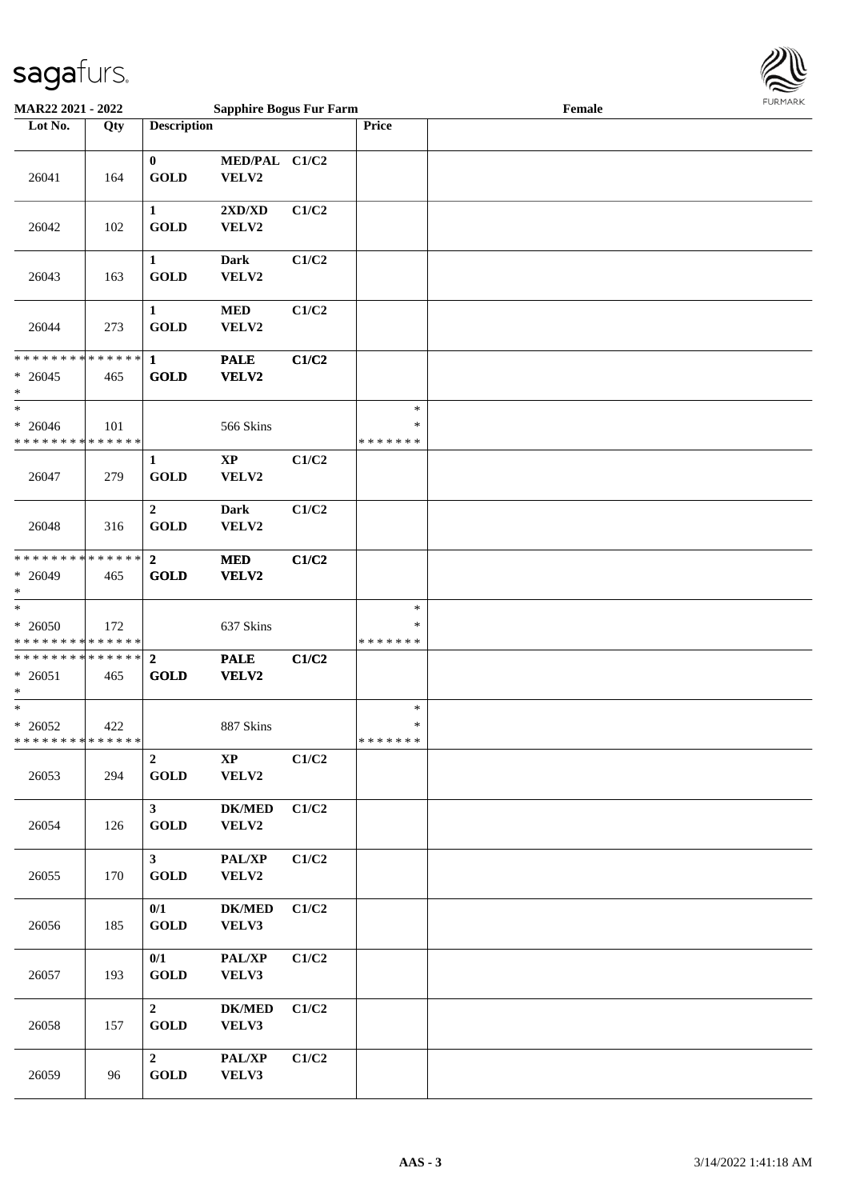**MAR22 2021 - 2022** | **Sapphire Bogus Fur Farm** | **Female**

| Lot No. | Qty | Description | | | Price | |
|---|---|---|---|---|---|---|
| 26041 | 164 | 0 GOLD | MED/PAL VELV2 | C1/C2 | | |
| 26042 | 102 | 1 GOLD | 2XD/XD VELV2 | C1/C2 | | |
| 26043 | 163 | 1 GOLD | Dark VELV2 | C1/C2 | | |
| 26044 | 273 | 1 GOLD | MED VELV2 | C1/C2 | | |
| * * * * * * * * * * * * * * * 26045 * | 465 | 1 GOLD | PALE VELV2 | C1/C2 | | |
| * * 26046 * * * * * * * * * * * * * * | 101 | | 566 Skins | | * * * * * * * * * | |
| 26047 | 279 | 1 GOLD | XP VELV2 | C1/C2 | | |
| 26048 | 316 | 2 GOLD | Dark VELV2 | C1/C2 | | |
| * * * * * * * * * * * * * * * 26049 * | 465 | 2 GOLD | MED VELV2 | C1/C2 | | |
| * * 26050 * * * * * * * * * * * * * * | 172 | | 637 Skins | | * * * * * * * * * | |
| * * * * * * * * * * * * * * * 26051 * | 465 | 2 GOLD | PALE VELV2 | C1/C2 | | |
| * * 26052 * * * * * * * * * * * * * * | 422 | | 887 Skins | | * * * * * * * * * | |
| 26053 | 294 | 2 GOLD | XP VELV2 | C1/C2 | | |
| 26054 | 126 | 3 GOLD | DK/MED VELV2 | C1/C2 | | |
| 26055 | 170 | 3 GOLD | PAL/XP VELV2 | C1/C2 | | |
| 26056 | 185 | 0/1 GOLD | DK/MED VELV3 | C1/C2 | | |
| 26057 | 193 | 0/1 GOLD | PAL/XP VELV3 | C1/C2 | | |
| 26058 | 157 | 2 GOLD | DK/MED VELV3 | C1/C2 | | |
| 26059 | 96 | 2 GOLD | PAL/XP VELV3 | C1/C2 | | |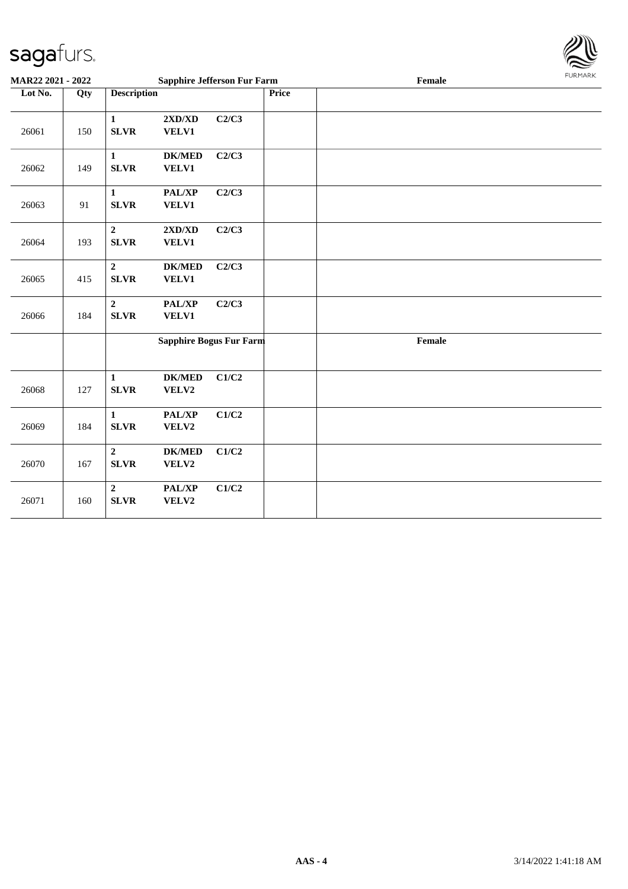| Lot No. | Qty | Description | | | Price | |
|---|---|---|---|---|---|---|
| | | **Sapphire Jefferson Fur Farm** | | | | **Female** |
| 26061 | 150 | **1 SLVR** | **2XD/XD VELV1** | **C2/C3** | | |
| 26062 | 149 | **1 SLVR** | **DK/MED VELV1** | **C2/C3** | | |
| 26063 | 91 | **1 SLVR** | **PAL/XP VELV1** | **C2/C3** | | |
| 26064 | 193 | **2 SLVR** | **2XD/XD VELV1** | **C2/C3** | | |
| 26065 | 415 | **2 SLVR** | **DK/MED VELV1** | **C2/C3** | | |
| 26066 | 184 | **2 SLVR** | **PAL/XP VELV1** | **C2/C3** | | |
| | | **Sapphire Bogus Fur Farm** | | | | **Female** |
| 26068 | 127 | **1 SLVR** | **DK/MED VELV2** | **C1/C2** | | |
| 26069 | 184 | **1 SLVR** | **PAL/XP VELV2** | **C1/C2** | | |
| 26070 | 167 | **2 SLVR** | **DK/MED VELV2** | **C1/C2** | | |
| 26071 | 160 | **2 SLVR** | **PAL/XP VELV2** | **C1/C2** | | |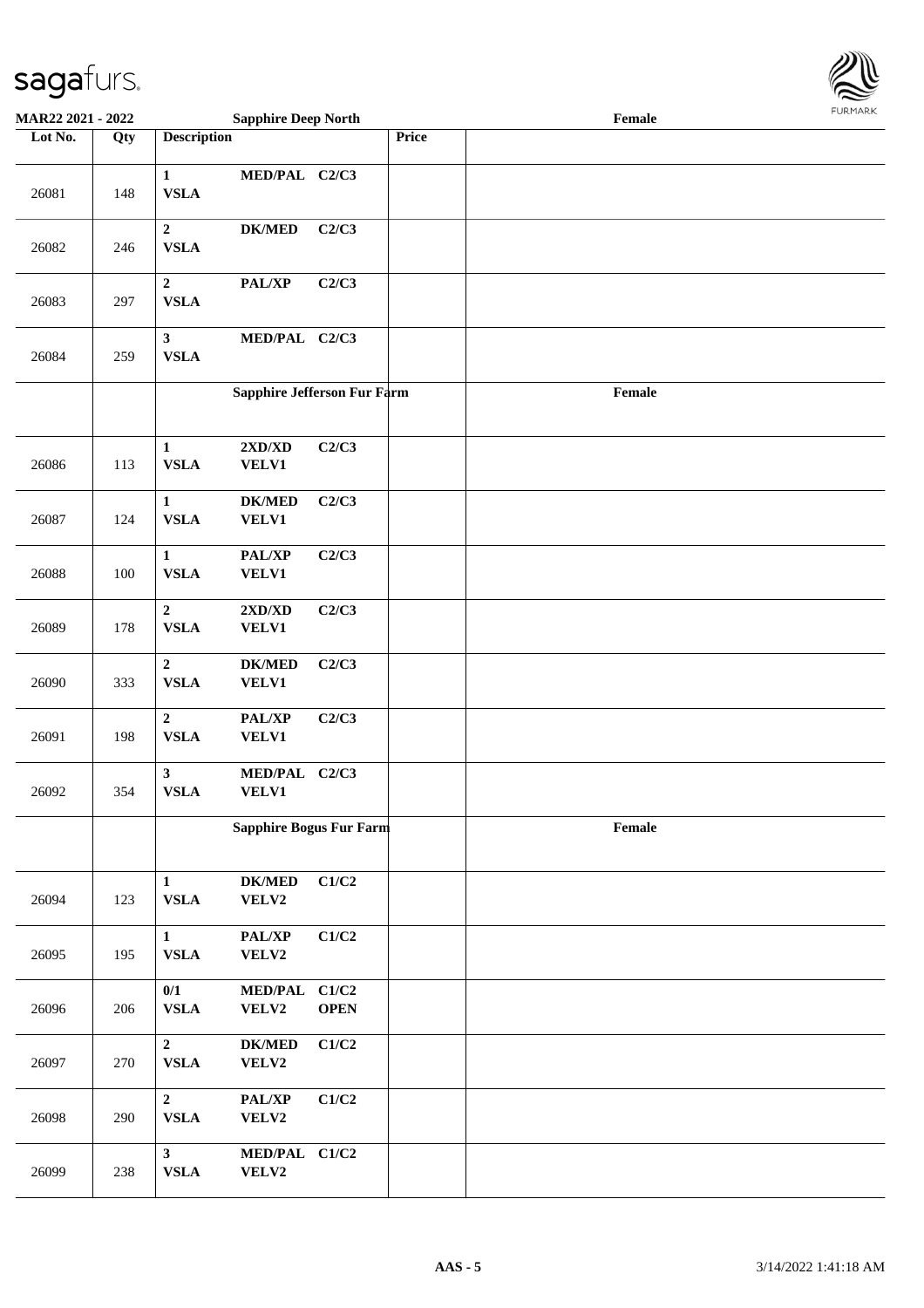| Lot No. | Qty | Description | | | Price | |
|---|---|---|---|---|---|---|
| 26081 | 148 | 1 VSLA | MED/PAL | C2/C3 | | |
| 26082 | 246 | 2 VSLA | DK/MED | C2/C3 | | |
| 26083 | 297 | 2 VSLA | PAL/XP | C2/C3 | | |
| 26084 | 259 | 3 VSLA | MED/PAL | C2/C3 | | |
| | | **Sapphire Jefferson Fur Farm** | | | | **Female** |
| 26086 | 113 | 1 VSLA | 2XD/XD VELV1 | C2/C3 | | |
| 26087 | 124 | 1 VSLA | DK/MED VELV1 | C2/C3 | | |
| 26088 | 100 | 1 VSLA | PAL/XP VELV1 | C2/C3 | | |
| 26089 | 178 | 2 VSLA | 2XD/XD VELV1 | C2/C3 | | |
| 26090 | 333 | 2 VSLA | DK/MED VELV1 | C2/C3 | | |
| 26091 | 198 | 2 VSLA | PAL/XP VELV1 | C2/C3 | | |
| 26092 | 354 | 3 VSLA | MED/PAL VELV1 | C2/C3 | | |
| | | **Sapphire Bogus Fur Farm** | | | | **Female** |
| 26094 | 123 | 1 VSLA | DK/MED VELV2 | C1/C2 | | |
| 26095 | 195 | 1 VSLA | PAL/XP VELV2 | C1/C2 | | |
| 26096 | 206 | 0/1 VSLA | MED/PAL VELV2 | C1/C2 OPEN | | |
| 26097 | 270 | 2 VSLA | DK/MED VELV2 | C1/C2 | | |
| 26098 | 290 | 2 VSLA | PAL/XP VELV2 | C1/C2 | | |
| 26099 | 238 | 3 VSLA | MED/PAL VELV2 | C1/C2 | | |